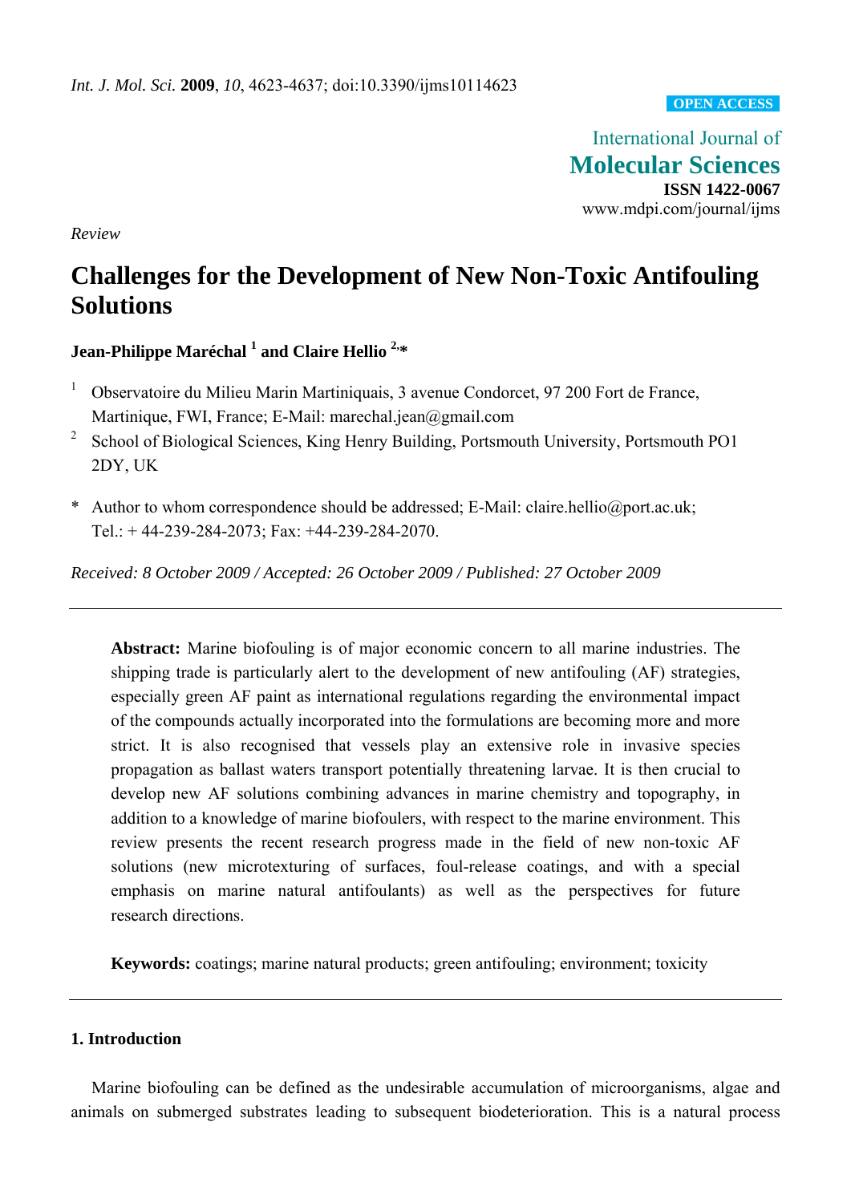*Int. J. Mol. Sci.* **2009**, *10*, 4623-4637; doi:10.3390/ijms10114623

**OPEN ACCESS**

International Journal of
**Molecular Sciences**
**ISSN 1422-0067**
www.mdpi.com/journal/ijms

*Review*

# Challenges for the Development of New Non-Toxic Antifouling Solutions

**Jean-Philippe Maréchal [1] and Claire Hellio [2,*]**

[1] Observatoire du Milieu Marin Martiniquais, 3 avenue Condorcet, 97 200 Fort de France, Martinique, FWI, France; E-Mail: marechal.jean@gmail.com

[2] School of Biological Sciences, King Henry Building, Portsmouth University, Portsmouth PO1 2DY, UK

\* Author to whom correspondence should be addressed; E-Mail: claire.hellio@port.ac.uk; Tel.: + 44-239-284-2073; Fax: +44-239-284-2070.

*Received: 8 October 2009 / Accepted: 26 October 2009 / Published: 27 October 2009*

---

**Abstract:** Marine biofouling is of major economic concern to all marine industries. The shipping trade is particularly alert to the development of new antifouling (AF) strategies, especially green AF paint as international regulations regarding the environmental impact of the compounds actually incorporated into the formulations are becoming more and more strict. It is also recognised that vessels play an extensive role in invasive species propagation as ballast waters transport potentially threatening larvae. It is then crucial to develop new AF solutions combining advances in marine chemistry and topography, in addition to a knowledge of marine biofoulers, with respect to the marine environment. This review presents the recent research progress made in the field of new non-toxic AF solutions (new microtexturing of surfaces, foul-release coatings, and with a special emphasis on marine natural antifoulants) as well as the perspectives for future research directions.

**Keywords:** coatings; marine natural products; green antifouling; environment; toxicity

---

## 1. Introduction

Marine biofouling can be defined as the undesirable accumulation of microorganisms, algae and animals on submerged substrates leading to subsequent biodeterioration. This is a natural process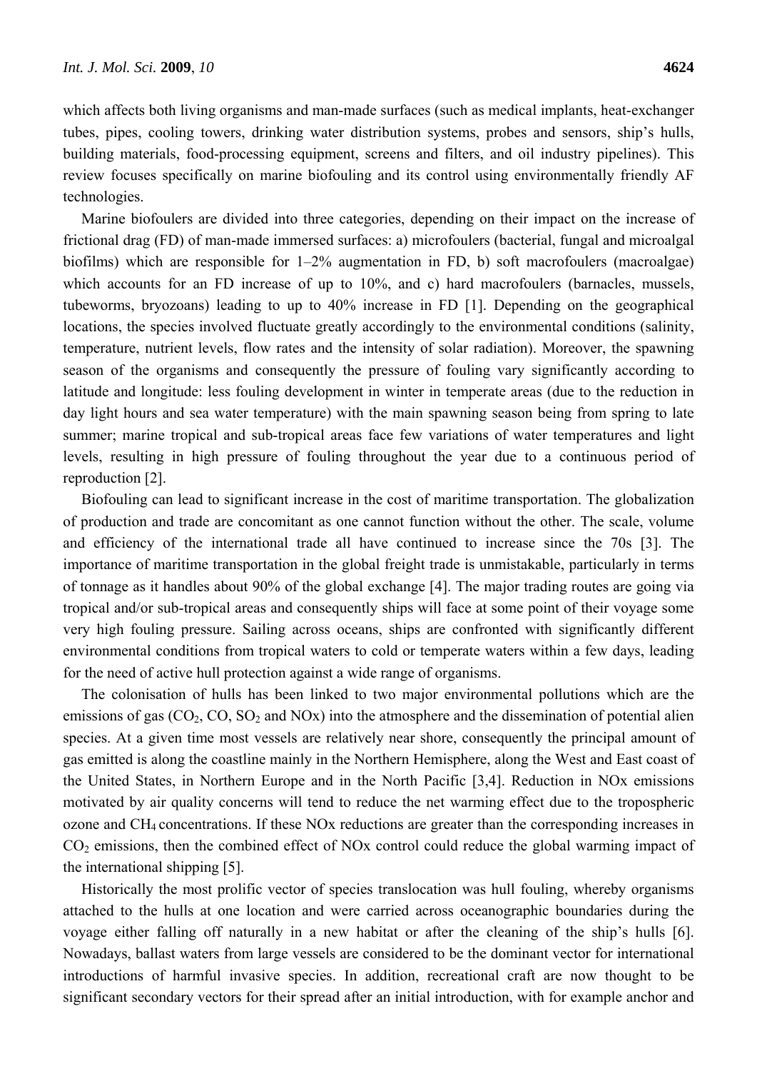which affects both living organisms and man-made surfaces (such as medical implants, heat-exchanger tubes, pipes, cooling towers, drinking water distribution systems, probes and sensors, ship's hulls, building materials, food-processing equipment, screens and filters, and oil industry pipelines). This review focuses specifically on marine biofouling and its control using environmentally friendly AF technologies.

Marine biofoulers are divided into three categories, depending on their impact on the increase of frictional drag (FD) of man-made immersed surfaces: a) microfoulers (bacterial, fungal and microalgal biofilms) which are responsible for 1–2% augmentation in FD, b) soft macrofoulers (macroalgae) which accounts for an FD increase of up to 10%, and c) hard macrofoulers (barnacles, mussels, tubeworms, bryozoans) leading to up to 40% increase in FD [1]. Depending on the geographical locations, the species involved fluctuate greatly accordingly to the environmental conditions (salinity, temperature, nutrient levels, flow rates and the intensity of solar radiation). Moreover, the spawning season of the organisms and consequently the pressure of fouling vary significantly according to latitude and longitude: less fouling development in winter in temperate areas (due to the reduction in day light hours and sea water temperature) with the main spawning season being from spring to late summer; marine tropical and sub-tropical areas face few variations of water temperatures and light levels, resulting in high pressure of fouling throughout the year due to a continuous period of reproduction [2].

Biofouling can lead to significant increase in the cost of maritime transportation. The globalization of production and trade are concomitant as one cannot function without the other. The scale, volume and efficiency of the international trade all have continued to increase since the 70s [3]. The importance of maritime transportation in the global freight trade is unmistakable, particularly in terms of tonnage as it handles about 90% of the global exchange [4]. The major trading routes are going via tropical and/or sub-tropical areas and consequently ships will face at some point of their voyage some very high fouling pressure. Sailing across oceans, ships are confronted with significantly different environmental conditions from tropical waters to cold or temperate waters within a few days, leading for the need of active hull protection against a wide range of organisms.

The colonisation of hulls has been linked to two major environmental pollutions which are the emissions of gas ($CO_2$, CO, $SO_2$ and NOx) into the atmosphere and the dissemination of potential alien species. At a given time most vessels are relatively near shore, consequently the principal amount of gas emitted is along the coastline mainly in the Northern Hemisphere, along the West and East coast of the United States, in Northern Europe and in the North Pacific [3,4]. Reduction in NOx emissions motivated by air quality concerns will tend to reduce the net warming effect due to the tropospheric ozone and $CH_4$ concentrations. If these NOx reductions are greater than the corresponding increases in $CO_2$ emissions, then the combined effect of NOx control could reduce the global warming impact of the international shipping [5].

Historically the most prolific vector of species translocation was hull fouling, whereby organisms attached to the hulls at one location and were carried across oceanographic boundaries during the voyage either falling off naturally in a new habitat or after the cleaning of the ship's hulls [6]. Nowadays, ballast waters from large vessels are considered to be the dominant vector for international introductions of harmful invasive species. In addition, recreational craft are now thought to be significant secondary vectors for their spread after an initial introduction, with for example anchor and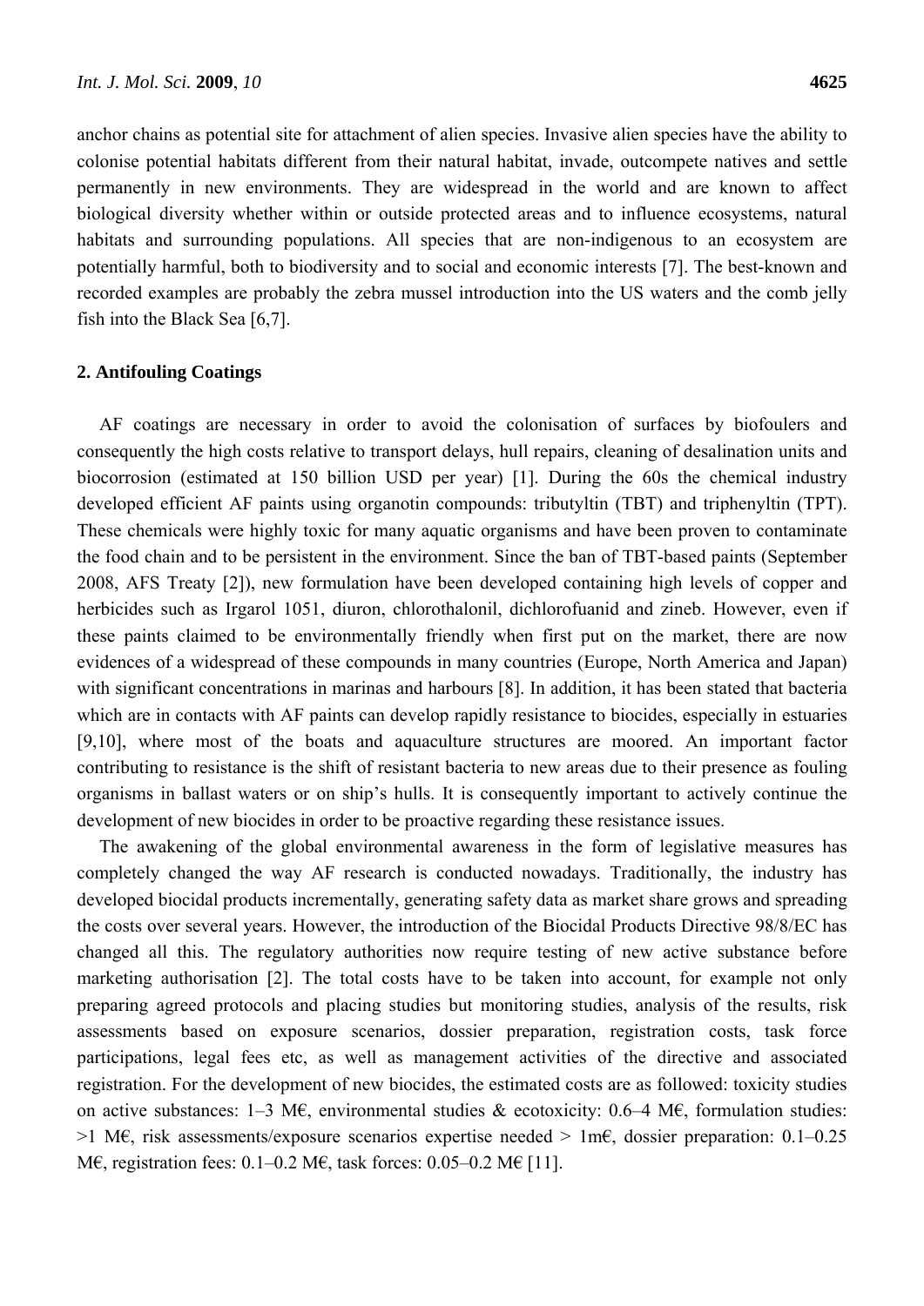anchor chains as potential site for attachment of alien species. Invasive alien species have the ability to colonise potential habitats different from their natural habitat, invade, outcompete natives and settle permanently in new environments. They are widespread in the world and are known to affect biological diversity whether within or outside protected areas and to influence ecosystems, natural habitats and surrounding populations. All species that are non-indigenous to an ecosystem are potentially harmful, both to biodiversity and to social and economic interests [7]. The best-known and recorded examples are probably the zebra mussel introduction into the US waters and the comb jelly fish into the Black Sea [6,7].

## 2. Antifouling Coatings

AF coatings are necessary in order to avoid the colonisation of surfaces by biofoulers and consequently the high costs relative to transport delays, hull repairs, cleaning of desalination units and biocorrosion (estimated at 150 billion USD per year) [1]. During the 60s the chemical industry developed efficient AF paints using organotin compounds: tributyltin (TBT) and triphenyltin (TPT). These chemicals were highly toxic for many aquatic organisms and have been proven to contaminate the food chain and to be persistent in the environment. Since the ban of TBT-based paints (September 2008, AFS Treaty [2]), new formulation have been developed containing high levels of copper and herbicides such as Irgarol 1051, diuron, chlorothalonil, dichlorofuanid and zineb. However, even if these paints claimed to be environmentally friendly when first put on the market, there are now evidences of a widespread of these compounds in many countries (Europe, North America and Japan) with significant concentrations in marinas and harbours [8]. In addition, it has been stated that bacteria which are in contacts with AF paints can develop rapidly resistance to biocides, especially in estuaries [9,10], where most of the boats and aquaculture structures are moored. An important factor contributing to resistance is the shift of resistant bacteria to new areas due to their presence as fouling organisms in ballast waters or on ship's hulls. It is consequently important to actively continue the development of new biocides in order to be proactive regarding these resistance issues.

The awakening of the global environmental awareness in the form of legislative measures has completely changed the way AF research is conducted nowadays. Traditionally, the industry has developed biocidal products incrementally, generating safety data as market share grows and spreading the costs over several years. However, the introduction of the Biocidal Products Directive 98/8/EC has changed all this. The regulatory authorities now require testing of new active substance before marketing authorisation [2]. The total costs have to be taken into account, for example not only preparing agreed protocols and placing studies but monitoring studies, analysis of the results, risk assessments based on exposure scenarios, dossier preparation, registration costs, task force participations, legal fees etc, as well as management activities of the directive and associated registration. For the development of new biocides, the estimated costs are as followed: toxicity studies on active substances: 1–3 M€, environmental studies & ecotoxicity: 0.6–4 M€, formulation studies: >1 M€, risk assessments/exposure scenarios expertise needed > 1m€, dossier preparation: 0.1–0.25 M€, registration fees: 0.1–0.2 M€, task forces: 0.05–0.2 M€ [11].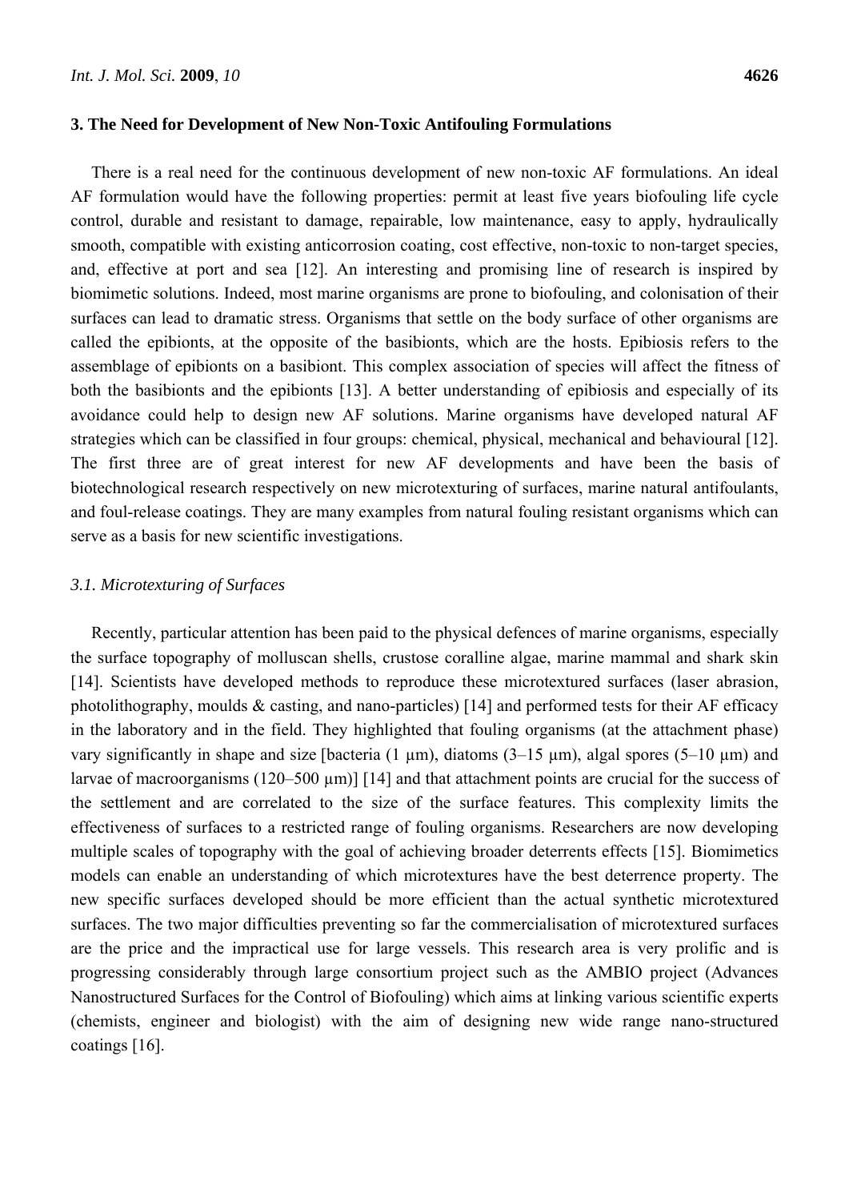## 3. The Need for Development of New Non-Toxic Antifouling Formulations

There is a real need for the continuous development of new non-toxic AF formulations. An ideal AF formulation would have the following properties: permit at least five years biofouling life cycle control, durable and resistant to damage, repairable, low maintenance, easy to apply, hydraulically smooth, compatible with existing anticorrosion coating, cost effective, non-toxic to non-target species, and, effective at port and sea [12]. An interesting and promising line of research is inspired by biomimetic solutions. Indeed, most marine organisms are prone to biofouling, and colonisation of their surfaces can lead to dramatic stress. Organisms that settle on the body surface of other organisms are called the epibionts, at the opposite of the basibionts, which are the hosts. Epibiosis refers to the assemblage of epibionts on a basibiont. This complex association of species will affect the fitness of both the basibionts and the epibionts [13]. A better understanding of epibiosis and especially of its avoidance could help to design new AF solutions. Marine organisms have developed natural AF strategies which can be classified in four groups: chemical, physical, mechanical and behavioural [12]. The first three are of great interest for new AF developments and have been the basis of biotechnological research respectively on new microtexturing of surfaces, marine natural antifoulants, and foul-release coatings. They are many examples from natural fouling resistant organisms which can serve as a basis for new scientific investigations.

### *3.1. Microtexturing of Surfaces*

Recently, particular attention has been paid to the physical defences of marine organisms, especially the surface topography of molluscan shells, crustose coralline algae, marine mammal and shark skin [14]. Scientists have developed methods to reproduce these microtextured surfaces (laser abrasion, photolithography, moulds & casting, and nano-particles) [14] and performed tests for their AF efficacy in the laboratory and in the field. They highlighted that fouling organisms (at the attachment phase) vary significantly in shape and size [bacteria (1 µm), diatoms (3–15 µm), algal spores (5–10 µm) and larvae of macroorganisms (120–500 µm)] [14] and that attachment points are crucial for the success of the settlement and are correlated to the size of the surface features. This complexity limits the effectiveness of surfaces to a restricted range of fouling organisms. Researchers are now developing multiple scales of topography with the goal of achieving broader deterrents effects [15]. Biomimetics models can enable an understanding of which microtextures have the best deterrence property. The new specific surfaces developed should be more efficient than the actual synthetic microtextured surfaces. The two major difficulties preventing so far the commercialisation of microtextured surfaces are the price and the impractical use for large vessels. This research area is very prolific and is progressing considerably through large consortium project such as the AMBIO project (Advances Nanostructured Surfaces for the Control of Biofouling) which aims at linking various scientific experts (chemists, engineer and biologist) with the aim of designing new wide range nano-structured coatings [16].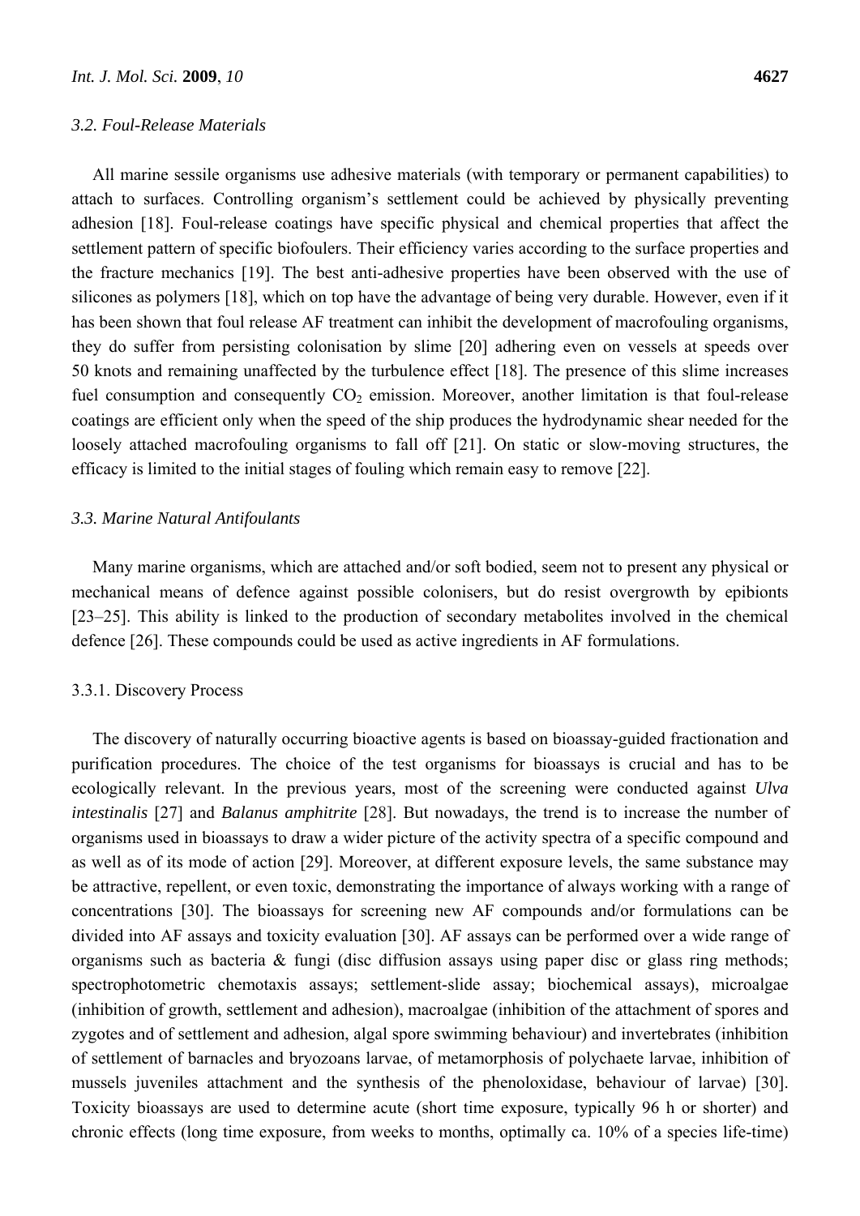### 3.2. Foul-Release Materials

All marine sessile organisms use adhesive materials (with temporary or permanent capabilities) to attach to surfaces. Controlling organism's settlement could be achieved by physically preventing adhesion [18]. Foul-release coatings have specific physical and chemical properties that affect the settlement pattern of specific biofoulers. Their efficiency varies according to the surface properties and the fracture mechanics [19]. The best anti-adhesive properties have been observed with the use of silicones as polymers [18], which on top have the advantage of being very durable. However, even if it has been shown that foul release AF treatment can inhibit the development of macrofouling organisms, they do suffer from persisting colonisation by slime [20] adhering even on vessels at speeds over 50 knots and remaining unaffected by the turbulence effect [18]. The presence of this slime increases fuel consumption and consequently $CO_2$ emission. Moreover, another limitation is that foul-release coatings are efficient only when the speed of the ship produces the hydrodynamic shear needed for the loosely attached macrofouling organisms to fall off [21]. On static or slow-moving structures, the efficacy is limited to the initial stages of fouling which remain easy to remove [22].

### 3.3. Marine Natural Antifoulants

Many marine organisms, which are attached and/or soft bodied, seem not to present any physical or mechanical means of defence against possible colonisers, but do resist overgrowth by epibionts [23–25]. This ability is linked to the production of secondary metabolites involved in the chemical defence [26]. These compounds could be used as active ingredients in AF formulations.

#### 3.3.1. Discovery Process

The discovery of naturally occurring bioactive agents is based on bioassay-guided fractionation and purification procedures. The choice of the test organisms for bioassays is crucial and has to be ecologically relevant. In the previous years, most of the screening were conducted against *Ulva intestinalis* [27] and *Balanus amphitrite* [28]. But nowadays, the trend is to increase the number of organisms used in bioassays to draw a wider picture of the activity spectra of a specific compound and as well as of its mode of action [29]. Moreover, at different exposure levels, the same substance may be attractive, repellent, or even toxic, demonstrating the importance of always working with a range of concentrations [30]. The bioassays for screening new AF compounds and/or formulations can be divided into AF assays and toxicity evaluation [30]. AF assays can be performed over a wide range of organisms such as bacteria & fungi (disc diffusion assays using paper disc or glass ring methods; spectrophotometric chemotaxis assays; settlement-slide assay; biochemical assays), microalgae (inhibition of growth, settlement and adhesion), macroalgae (inhibition of the attachment of spores and zygotes and of settlement and adhesion, algal spore swimming behaviour) and invertebrates (inhibition of settlement of barnacles and bryozoans larvae, of metamorphosis of polychaete larvae, inhibition of mussels juveniles attachment and the synthesis of the phenoloxidase, behaviour of larvae) [30]. Toxicity bioassays are used to determine acute (short time exposure, typically 96 h or shorter) and chronic effects (long time exposure, from weeks to months, optimally ca. 10% of a species life-time)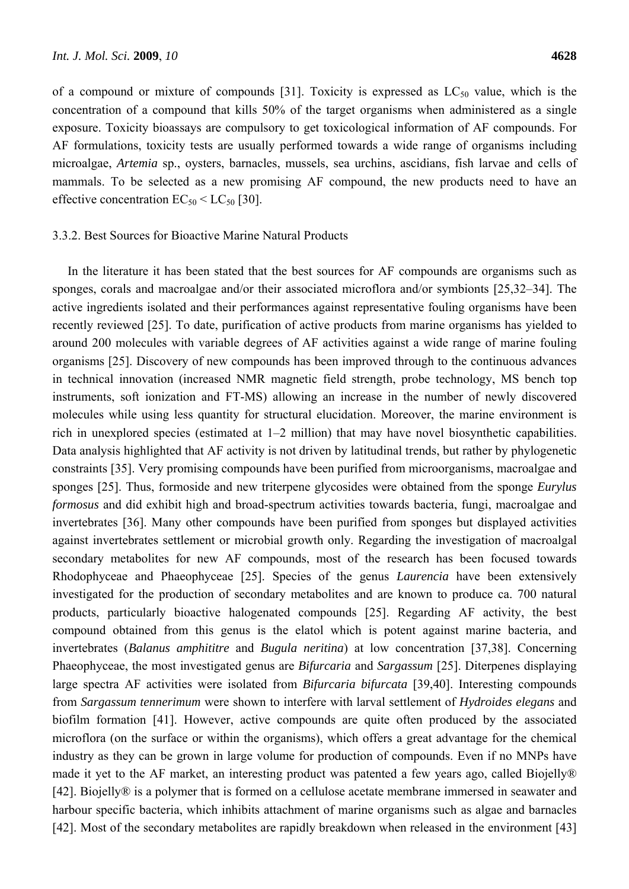of a compound or mixture of compounds [31]. Toxicity is expressed as $LC_{50}$ value, which is the concentration of a compound that kills 50% of the target organisms when administered as a single exposure. Toxicity bioassays are compulsory to get toxicological information of AF compounds. For AF formulations, toxicity tests are usually performed towards a wide range of organisms including microalgae, *Artemia* sp., oysters, barnacles, mussels, sea urchins, ascidians, fish larvae and cells of mammals. To be selected as a new promising AF compound, the new products need to have an effective concentration $EC_{50} < LC_{50}$ [30].

### 3.3.2. Best Sources for Bioactive Marine Natural Products

In the literature it has been stated that the best sources for AF compounds are organisms such as sponges, corals and macroalgae and/or their associated microflora and/or symbionts [25,32–34]. The active ingredients isolated and their performances against representative fouling organisms have been recently reviewed [25]. To date, purification of active products from marine organisms has yielded to around 200 molecules with variable degrees of AF activities against a wide range of marine fouling organisms [25]. Discovery of new compounds has been improved through to the continuous advances in technical innovation (increased NMR magnetic field strength, probe technology, MS bench top instruments, soft ionization and FT-MS) allowing an increase in the number of newly discovered molecules while using less quantity for structural elucidation. Moreover, the marine environment is rich in unexplored species (estimated at 1–2 million) that may have novel biosynthetic capabilities. Data analysis highlighted that AF activity is not driven by latitudinal trends, but rather by phylogenetic constraints [35]. Very promising compounds have been purified from microorganisms, macroalgae and sponges [25]. Thus, formoside and new triterpene glycosides were obtained from the sponge *Eurylus formosus* and did exhibit high and broad-spectrum activities towards bacteria, fungi, macroalgae and invertebrates [36]. Many other compounds have been purified from sponges but displayed activities against invertebrates settlement or microbial growth only. Regarding the investigation of macroalgal secondary metabolites for new AF compounds, most of the research has been focused towards Rhodophyceae and Phaeophyceae [25]. Species of the genus *Laurencia* have been extensively investigated for the production of secondary metabolites and are known to produce ca. 700 natural products, particularly bioactive halogenated compounds [25]. Regarding AF activity, the best compound obtained from this genus is the elatol which is potent against marine bacteria, and invertebrates (*Balanus amphitrite* and *Bugula neritina*) at low concentration [37,38]. Concerning Phaeophyceae, the most investigated genus are *Bifurcaria* and *Sargassum* [25]. Diterpenes displaying large spectra AF activities were isolated from *Bifurcaria bifurcata* [39,40]. Interesting compounds from *Sargassum tennerimum* were shown to interfere with larval settlement of *Hydroides elegans* and biofilm formation [41]. However, active compounds are quite often produced by the associated microflora (on the surface or within the organisms), which offers a great advantage for the chemical industry as they can be grown in large volume for production of compounds. Even if no MNPs have made it yet to the AF market, an interesting product was patented a few years ago, called Biojelly® [42]. Biojelly® is a polymer that is formed on a cellulose acetate membrane immersed in seawater and harbour specific bacteria, which inhibits attachment of marine organisms such as algae and barnacles [42]. Most of the secondary metabolites are rapidly breakdown when released in the environment [43]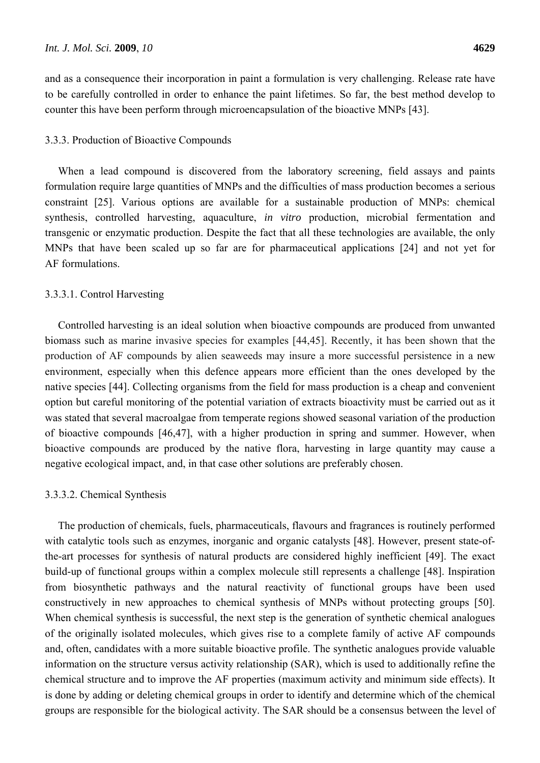and as a consequence their incorporation in paint a formulation is very challenging. Release rate have to be carefully controlled in order to enhance the paint lifetimes. So far, the best method develop to counter this have been perform through microencapsulation of the bioactive MNPs [43].

### 3.3.3. Production of Bioactive Compounds

When a lead compound is discovered from the laboratory screening, field assays and paints formulation require large quantities of MNPs and the difficulties of mass production becomes a serious constraint [25]. Various options are available for a sustainable production of MNPs: chemical synthesis, controlled harvesting, aquaculture, *in vitro* production, microbial fermentation and transgenic or enzymatic production. Despite the fact that all these technologies are available, the only MNPs that have been scaled up so far are for pharmaceutical applications [24] and not yet for AF formulations.

#### 3.3.3.1. Control Harvesting

Controlled harvesting is an ideal solution when bioactive compounds are produced from unwanted biomass such as marine invasive species for examples [44,45]. Recently, it has been shown that the production of AF compounds by alien seaweeds may insure a more successful persistence in a new environment, especially when this defence appears more efficient than the ones developed by the native species [44]. Collecting organisms from the field for mass production is a cheap and convenient option but careful monitoring of the potential variation of extracts bioactivity must be carried out as it was stated that several macroalgae from temperate regions showed seasonal variation of the production of bioactive compounds [46,47], with a higher production in spring and summer. However, when bioactive compounds are produced by the native flora, harvesting in large quantity may cause a negative ecological impact, and, in that case other solutions are preferably chosen.

#### 3.3.3.2. Chemical Synthesis

The production of chemicals, fuels, pharmaceuticals, flavours and fragrances is routinely performed with catalytic tools such as enzymes, inorganic and organic catalysts [48]. However, present state-of-the-art processes for synthesis of natural products are considered highly inefficient [49]. The exact build-up of functional groups within a complex molecule still represents a challenge [48]. Inspiration from biosynthetic pathways and the natural reactivity of functional groups have been used constructively in new approaches to chemical synthesis of MNPs without protecting groups [50]. When chemical synthesis is successful, the next step is the generation of synthetic chemical analogues of the originally isolated molecules, which gives rise to a complete family of active AF compounds and, often, candidates with a more suitable bioactive profile. The synthetic analogues provide valuable information on the structure versus activity relationship (SAR), which is used to additionally refine the chemical structure and to improve the AF properties (maximum activity and minimum side effects). It is done by adding or deleting chemical groups in order to identify and determine which of the chemical groups are responsible for the biological activity. The SAR should be a consensus between the level of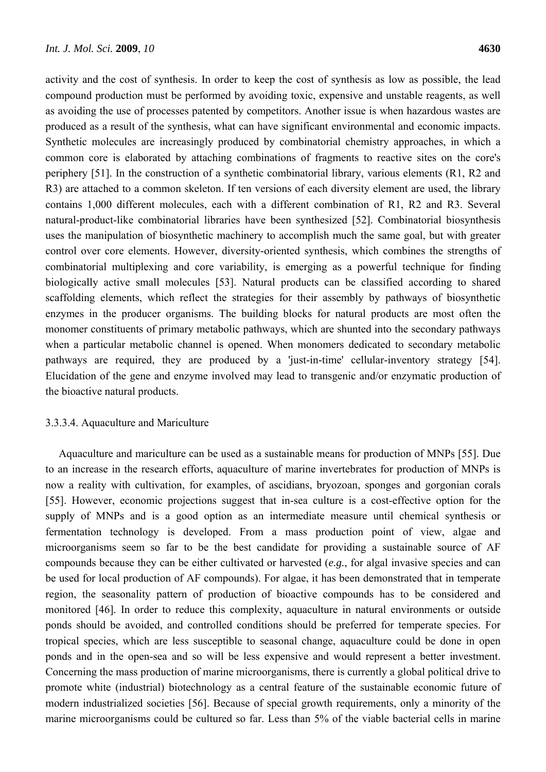activity and the cost of synthesis. In order to keep the cost of synthesis as low as possible, the lead compound production must be performed by avoiding toxic, expensive and unstable reagents, as well as avoiding the use of processes patented by competitors. Another issue is when hazardous wastes are produced as a result of the synthesis, what can have significant environmental and economic impacts. Synthetic molecules are increasingly produced by combinatorial chemistry approaches, in which a common core is elaborated by attaching combinations of fragments to reactive sites on the core's periphery [51]. In the construction of a synthetic combinatorial library, various elements (R1, R2 and R3) are attached to a common skeleton. If ten versions of each diversity element are used, the library contains 1,000 different molecules, each with a different combination of R1, R2 and R3. Several natural-product-like combinatorial libraries have been synthesized [52]. Combinatorial biosynthesis uses the manipulation of biosynthetic machinery to accomplish much the same goal, but with greater control over core elements. However, diversity-oriented synthesis, which combines the strengths of combinatorial multiplexing and core variability, is emerging as a powerful technique for finding biologically active small molecules [53]. Natural products can be classified according to shared scaffolding elements, which reflect the strategies for their assembly by pathways of biosynthetic enzymes in the producer organisms. The building blocks for natural products are most often the monomer constituents of primary metabolic pathways, which are shunted into the secondary pathways when a particular metabolic channel is opened. When monomers dedicated to secondary metabolic pathways are required, they are produced by a 'just-in-time' cellular-inventory strategy [54]. Elucidation of the gene and enzyme involved may lead to transgenic and/or enzymatic production of the bioactive natural products.

#### 3.3.3.4. Aquaculture and Mariculture

Aquaculture and mariculture can be used as a sustainable means for production of MNPs [55]. Due to an increase in the research efforts, aquaculture of marine invertebrates for production of MNPs is now a reality with cultivation, for examples, of ascidians, bryozoan, sponges and gorgonian corals [55]. However, economic projections suggest that in-sea culture is a cost-effective option for the supply of MNPs and is a good option as an intermediate measure until chemical synthesis or fermentation technology is developed. From a mass production point of view, algae and microorganisms seem so far to be the best candidate for providing a sustainable source of AF compounds because they can be either cultivated or harvested (*e.g.*, for algal invasive species and can be used for local production of AF compounds). For algae, it has been demonstrated that in temperate region, the seasonality pattern of production of bioactive compounds has to be considered and monitored [46]. In order to reduce this complexity, aquaculture in natural environments or outside ponds should be avoided, and controlled conditions should be preferred for temperate species. For tropical species, which are less susceptible to seasonal change, aquaculture could be done in open ponds and in the open-sea and so will be less expensive and would represent a better investment. Concerning the mass production of marine microorganisms, there is currently a global political drive to promote white (industrial) biotechnology as a central feature of the sustainable economic future of modern industrialized societies [56]. Because of special growth requirements, only a minority of the marine microorganisms could be cultured so far. Less than 5% of the viable bacterial cells in marine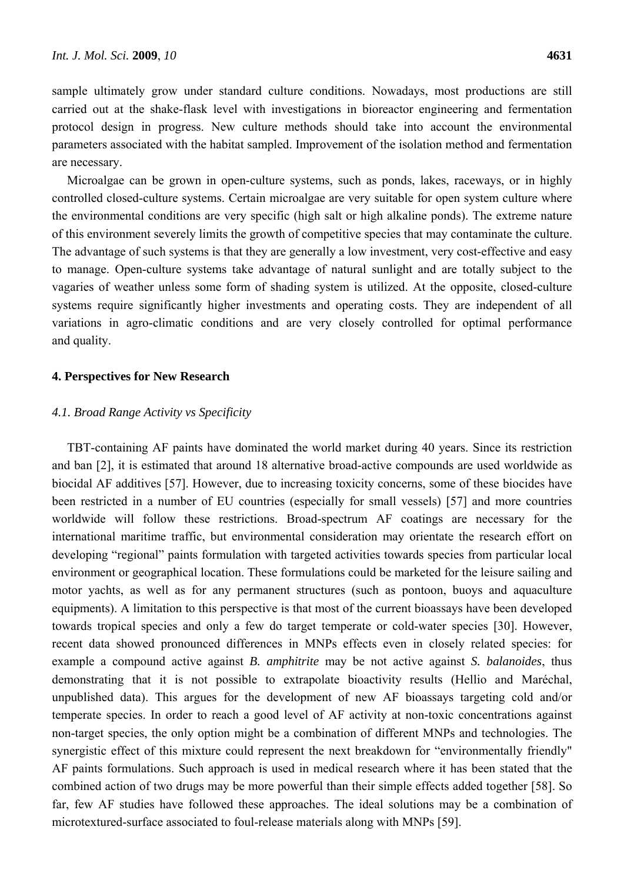sample ultimately grow under standard culture conditions. Nowadays, most productions are still carried out at the shake-flask level with investigations in bioreactor engineering and fermentation protocol design in progress. New culture methods should take into account the environmental parameters associated with the habitat sampled. Improvement of the isolation method and fermentation are necessary.

Microalgae can be grown in open-culture systems, such as ponds, lakes, raceways, or in highly controlled closed-culture systems. Certain microalgae are very suitable for open system culture where the environmental conditions are very specific (high salt or high alkaline ponds). The extreme nature of this environment severely limits the growth of competitive species that may contaminate the culture. The advantage of such systems is that they are generally a low investment, very cost-effective and easy to manage. Open-culture systems take advantage of natural sunlight and are totally subject to the vagaries of weather unless some form of shading system is utilized. At the opposite, closed-culture systems require significantly higher investments and operating costs. They are independent of all variations in agro-climatic conditions and are very closely controlled for optimal performance and quality.

## 4. Perspectives for New Research

### *4.1. Broad Range Activity vs Specificity*

TBT-containing AF paints have dominated the world market during 40 years. Since its restriction and ban [2], it is estimated that around 18 alternative broad-active compounds are used worldwide as biocidal AF additives [57]. However, due to increasing toxicity concerns, some of these biocides have been restricted in a number of EU countries (especially for small vessels) [57] and more countries worldwide will follow these restrictions. Broad-spectrum AF coatings are necessary for the international maritime traffic, but environmental consideration may orientate the research effort on developing "regional" paints formulation with targeted activities towards species from particular local environment or geographical location. These formulations could be marketed for the leisure sailing and motor yachts, as well as for any permanent structures (such as pontoon, buoys and aquaculture equipments). A limitation to this perspective is that most of the current bioassays have been developed towards tropical species and only a few do target temperate or cold-water species [30]. However, recent data showed pronounced differences in MNPs effects even in closely related species: for example a compound active against *B. amphitrite* may be not active against *S. balanoides*, thus demonstrating that it is not possible to extrapolate bioactivity results (Hellio and Maréchal, unpublished data). This argues for the development of new AF bioassays targeting cold and/or temperate species. In order to reach a good level of AF activity at non-toxic concentrations against non-target species, the only option might be a combination of different MNPs and technologies. The synergistic effect of this mixture could represent the next breakdown for "environmentally friendly" AF paints formulations. Such approach is used in medical research where it has been stated that the combined action of two drugs may be more powerful than their simple effects added together [58]. So far, few AF studies have followed these approaches. The ideal solutions may be a combination of microtextured-surface associated to foul-release materials along with MNPs [59].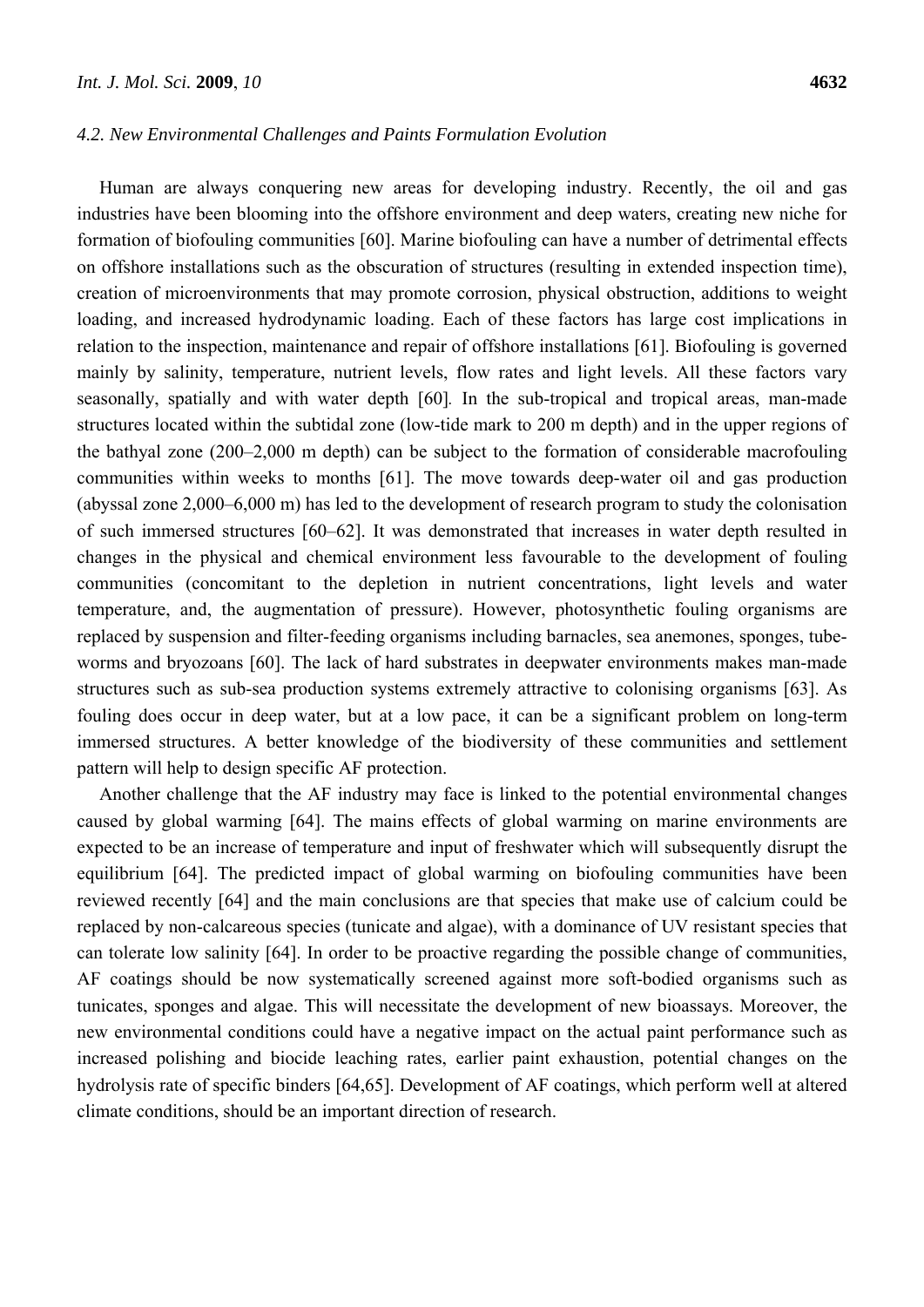### 4.2. New Environmental Challenges and Paints Formulation Evolution

Human are always conquering new areas for developing industry. Recently, the oil and gas industries have been blooming into the offshore environment and deep waters, creating new niche for formation of biofouling communities [60]. Marine biofouling can have a number of detrimental effects on offshore installations such as the obscuration of structures (resulting in extended inspection time), creation of microenvironments that may promote corrosion, physical obstruction, additions to weight loading, and increased hydrodynamic loading. Each of these factors has large cost implications in relation to the inspection, maintenance and repair of offshore installations [61]. Biofouling is governed mainly by salinity, temperature, nutrient levels, flow rates and light levels. All these factors vary seasonally, spatially and with water depth [60]. In the sub-tropical and tropical areas, man-made structures located within the subtidal zone (low-tide mark to 200 m depth) and in the upper regions of the bathyal zone (200–2,000 m depth) can be subject to the formation of considerable macrofouling communities within weeks to months [61]. The move towards deep-water oil and gas production (abyssal zone 2,000–6,000 m) has led to the development of research program to study the colonisation of such immersed structures [60–62]. It was demonstrated that increases in water depth resulted in changes in the physical and chemical environment less favourable to the development of fouling communities (concomitant to the depletion in nutrient concentrations, light levels and water temperature, and, the augmentation of pressure). However, photosynthetic fouling organisms are replaced by suspension and filter-feeding organisms including barnacles, sea anemones, sponges, tube-worms and bryozoans [60]. The lack of hard substrates in deepwater environments makes man-made structures such as sub-sea production systems extremely attractive to colonising organisms [63]. As fouling does occur in deep water, but at a low pace, it can be a significant problem on long-term immersed structures. A better knowledge of the biodiversity of these communities and settlement pattern will help to design specific AF protection.

Another challenge that the AF industry may face is linked to the potential environmental changes caused by global warming [64]. The mains effects of global warming on marine environments are expected to be an increase of temperature and input of freshwater which will subsequently disrupt the equilibrium [64]. The predicted impact of global warming on biofouling communities have been reviewed recently [64] and the main conclusions are that species that make use of calcium could be replaced by non-calcareous species (tunicate and algae), with a dominance of UV resistant species that can tolerate low salinity [64]. In order to be proactive regarding the possible change of communities, AF coatings should be now systematically screened against more soft-bodied organisms such as tunicates, sponges and algae. This will necessitate the development of new bioassays. Moreover, the new environmental conditions could have a negative impact on the actual paint performance such as increased polishing and biocide leaching rates, earlier paint exhaustion, potential changes on the hydrolysis rate of specific binders [64,65]. Development of AF coatings, which perform well at altered climate conditions, should be an important direction of research.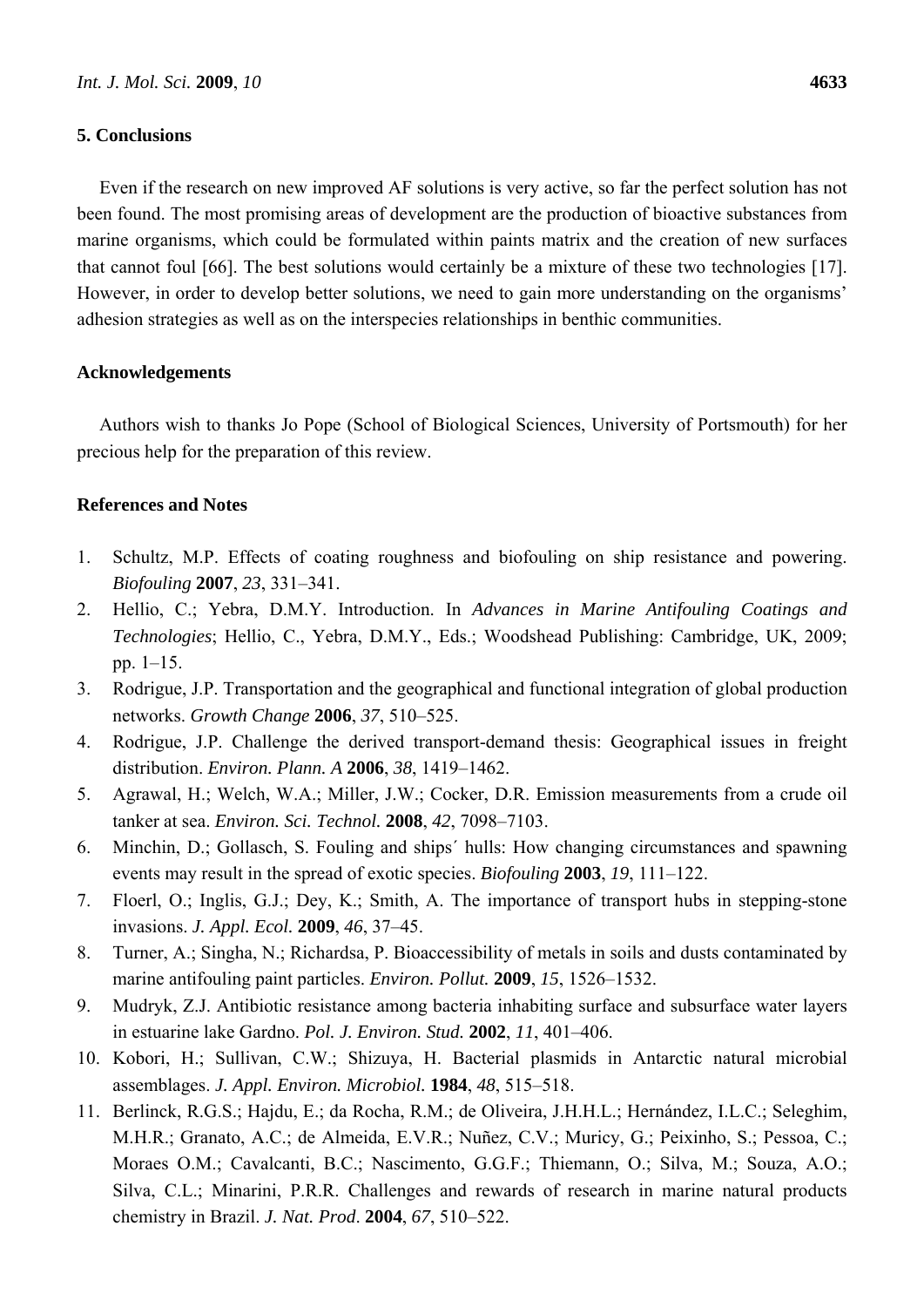## 5. Conclusions

Even if the research on new improved AF solutions is very active, so far the perfect solution has not been found. The most promising areas of development are the production of bioactive substances from marine organisms, which could be formulated within paints matrix and the creation of new surfaces that cannot foul [66]. The best solutions would certainly be a mixture of these two technologies [17]. However, in order to develop better solutions, we need to gain more understanding on the organisms' adhesion strategies as well as on the interspecies relationships in benthic communities.

## Acknowledgements

Authors wish to thanks Jo Pope (School of Biological Sciences, University of Portsmouth) for her precious help for the preparation of this review.

## References and Notes

1. Schultz, M.P. Effects of coating roughness and biofouling on ship resistance and powering. *Biofouling* **2007**, *23*, 331–341.
2. Hellio, C.; Yebra, D.M.Y. Introduction. In *Advances in Marine Antifouling Coatings and Technologies*; Hellio, C., Yebra, D.M.Y., Eds.; Woodshead Publishing: Cambridge, UK, 2009; pp. 1–15.
3. Rodrigue, J.P. Transportation and the geographical and functional integration of global production networks. *Growth Change* **2006**, *37*, 510–525.
4. Rodrigue, J.P. Challenge the derived transport-demand thesis: Geographical issues in freight distribution. *Environ. Plann. A* **2006**, *38*, 1419–1462.
5. Agrawal, H.; Welch, W.A.; Miller, J.W.; Cocker, D.R. Emission measurements from a crude oil tanker at sea. *Environ. Sci. Technol.* **2008**, *42*, 7098–7103.
6. Minchin, D.; Gollasch, S. Fouling and ships´ hulls: How changing circumstances and spawning events may result in the spread of exotic species. *Biofouling* **2003**, *19*, 111–122.
7. Floerl, O.; Inglis, G.J.; Dey, K.; Smith, A. The importance of transport hubs in stepping-stone invasions. *J. Appl. Ecol.* **2009**, *46*, 37–45.
8. Turner, A.; Singha, N.; Richardsa, P. Bioaccessibility of metals in soils and dusts contaminated by marine antifouling paint particles. *Environ. Pollut.* **2009**, *15*, 1526–1532.
9. Mudryk, Z.J. Antibiotic resistance among bacteria inhabiting surface and subsurface water layers in estuarine lake Gardno. *Pol. J. Environ. Stud.* **2002**, *11*, 401–406.
10. Kobori, H.; Sullivan, C.W.; Shizuya, H. Bacterial plasmids in Antarctic natural microbial assemblages. *J. Appl. Environ. Microbiol.* **1984**, *48*, 515–518.
11. Berlinck, R.G.S.; Hajdu, E.; da Rocha, R.M.; de Oliveira, J.H.H.L.; Hernández, I.L.C.; Seleghim, M.H.R.; Granato, A.C.; de Almeida, E.V.R.; Nuñez, C.V.; Muricy, G.; Peixinho, S.; Pessoa, C.; Moraes O.M.; Cavalcanti, B.C.; Nascimento, G.G.F.; Thiemann, O.; Silva, M.; Souza, A.O.; Silva, C.L.; Minarini, P.R.R. Challenges and rewards of research in marine natural products chemistry in Brazil. *J. Nat. Prod*. **2004**, *67*, 510–522.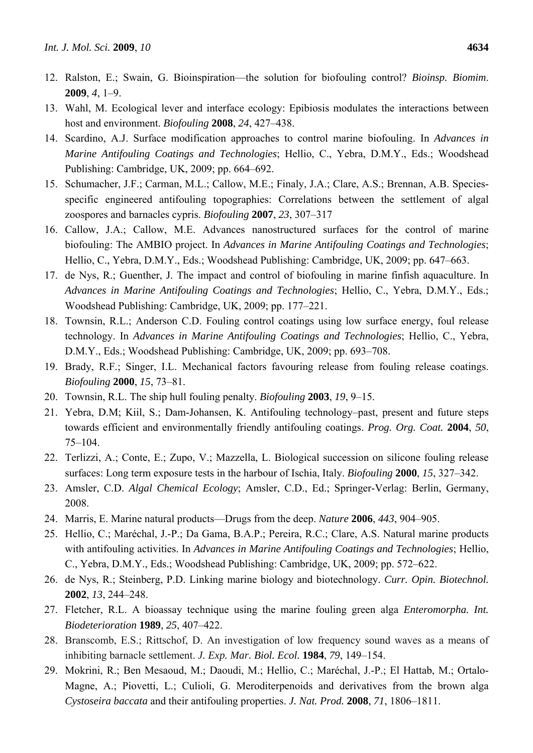12. Ralston, E.; Swain, G. Bioinspiration—the solution for biofouling control? *Bioinsp. Biomim*. **2009**, *4*, 1–9.
13. Wahl, M. Ecological lever and interface ecology: Epibiosis modulates the interactions between host and environment. *Biofouling* **2008**, *24*, 427–438.
14. Scardino, A.J. Surface modification approaches to control marine biofouling. In *Advances in Marine Antifouling Coatings and Technologies*; Hellio, C., Yebra, D.M.Y., Eds.; Woodshead Publishing: Cambridge, UK, 2009; pp. 664–692.
15. Schumacher, J.F.; Carman, M.L.; Callow, M.E.; Finaly, J.A.; Clare, A.S.; Brennan, A.B. Species-specific engineered antifouling topographies: Correlations between the settlement of algal zoospores and barnacles cypris. *Biofouling* **2007**, *23*, 307–317
16. Callow, J.A.; Callow, M.E. Advances nanostructured surfaces for the control of marine biofouling: The AMBIO project. In *Advances in Marine Antifouling Coatings and Technologies*; Hellio, C., Yebra, D.M.Y., Eds.; Woodshead Publishing: Cambridge, UK, 2009; pp. 647–663.
17. de Nys, R.; Guenther, J. The impact and control of biofouling in marine finfish aquaculture. In *Advances in Marine Antifouling Coatings and Technologies*; Hellio, C., Yebra, D.M.Y., Eds.; Woodshead Publishing: Cambridge, UK, 2009; pp. 177–221.
18. Townsin, R.L.; Anderson C.D. Fouling control coatings using low surface energy, foul release technology. In *Advances in Marine Antifouling Coatings and Technologies*; Hellio, C., Yebra, D.M.Y., Eds.; Woodshead Publishing: Cambridge, UK, 2009; pp. 693–708.
19. Brady, R.F.; Singer, I.L. Mechanical factors favouring release from fouling release coatings. *Biofouling* **2000**, *15*, 73–81.
20. Townsin, R.L. The ship hull fouling penalty. *Biofouling* **2003**, *19*, 9–15.
21. Yebra, D.M; Kiil, S.; Dam-Johansen, K. Antifouling technology–past, present and future steps towards efficient and environmentally friendly antifouling coatings. *Prog. Org. Coat.* **2004**, *50*, 75–104.
22. Terlizzi, A.; Conte, E.; Zupo, V.; Mazzella, L. Biological succession on silicone fouling release surfaces: Long term exposure tests in the harbour of Ischia, Italy. *Biofouling* **2000**, *15*, 327–342.
23. Amsler, C.D. *Algal Chemical Ecology*; Amsler, C.D., Ed.; Springer-Verlag: Berlin, Germany, 2008.
24. Marris, E. Marine natural products—Drugs from the deep. *Nature* **2006**, *443*, 904–905.
25. Hellio, C.; Maréchal, J.-P.; Da Gama, B.A.P.; Pereira, R.C.; Clare, A.S. Natural marine products with antifouling activities. In *Advances in Marine Antifouling Coatings and Technologies*; Hellio, C., Yebra, D.M.Y., Eds.; Woodshead Publishing: Cambridge, UK, 2009; pp. 572–622.
26. de Nys, R.; Steinberg, P.D. Linking marine biology and biotechnology. *Curr. Opin. Biotechnol.* **2002**, *13*, 244–248.
27. Fletcher, R.L. A bioassay technique using the marine fouling green alga *Enteromorpha. Int. Biodeterioration* **1989**, *25*, 407–422.
28. Branscomb, E.S.; Rittschof, D. An investigation of low frequency sound waves as a means of inhibiting barnacle settlement. *J. Exp. Mar. Biol. Ecol.* **1984**, *79*, 149–154.
29. Mokrini, R.; Ben Mesaoud, M.; Daoudi, M.; Hellio, C.; Maréchal, J.-P.; El Hattab, M.; Ortalo-Magne, A.; Piovetti, L.; Culioli, G. Merodi­terpenoids and derivatives from the brown alga *Cystoseira baccata* and their antifouling properties. *J. Nat. Prod.* **2008**, *71*, 1806–1811.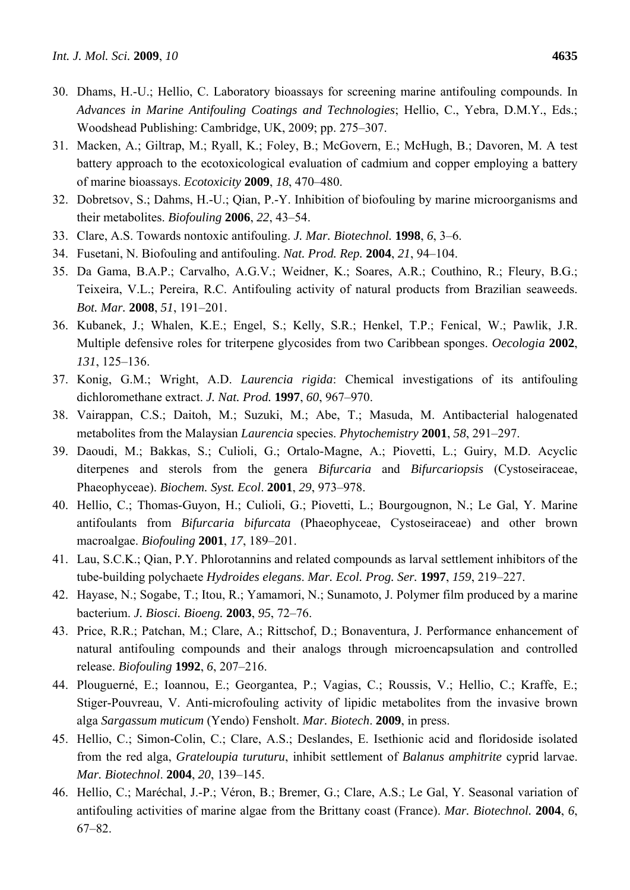30. Dhams, H.-U.; Hellio, C. Laboratory bioassays for screening marine antifouling compounds. In *Advances in Marine Antifouling Coatings and Technologies*; Hellio, C., Yebra, D.M.Y., Eds.; Woodshead Publishing: Cambridge, UK, 2009; pp. 275–307.
31. Macken, A.; Giltrap, M.; Ryall, K.; Foley, B.; McGovern, E.; McHugh, B.; Davoren, M. A test battery approach to the ecotoxicological evaluation of cadmium and copper employing a battery of marine bioassays. *Ecotoxicity* **2009**, *18*, 470–480.
32. Dobretsov, S.; Dahms, H.-U.; Qian, P.-Y. Inhibition of biofouling by marine microorganisms and their metabolites. *Biofouling* **2006**, *22*, 43–54.
33. Clare, A.S. Towards nontoxic antifouling. *J. Mar. Biotechnol.* **1998**, *6*, 3–6.
34. Fusetani, N. Biofouling and antifouling. *Nat. Prod. Rep.* **2004**, *21*, 94–104.
35. Da Gama, B.A.P.; Carvalho, A.G.V.; Weidner, K.; Soares, A.R.; Couthino, R.; Fleury, B.G.; Teixeira, V.L.; Pereira, R.C. Antifouling activity of natural products from Brazilian seaweeds. *Bot. Mar.* **2008**, *51*, 191–201.
36. Kubanek, J.; Whalen, K.E.; Engel, S.; Kelly, S.R.; Henkel, T.P.; Fenical, W.; Pawlik, J.R. Multiple defensive roles for triterpene glycosides from two Caribbean sponges. *Oecologia* **2002**, *131*, 125–136.
37. Konig, G.M.; Wright, A.D. *Laurencia rigida*: Chemical investigations of its antifouling dichloromethane extract. *J. Nat. Prod.* **1997**, *60*, 967–970.
38. Vairappan, C.S.; Daitoh, M.; Suzuki, M.; Abe, T.; Masuda, M. Antibacterial halogenated metabolites from the Malaysian *Laurencia* species. *Phytochemistry* **2001**, *58*, 291–297.
39. Daoudi, M.; Bakkas, S.; Culioli, G.; Ortalo-Magne, A.; Piovetti, L.; Guiry, M.D. Acyclic diterpenes and sterols from the genera *Bifurcaria* and *Bifurcariopsis* (Cystoseiraceae, Phaeophyceae). *Biochem. Syst. Ecol*. **2001**, *29*, 973–978.
40. Hellio, C.; Thomas-Guyon, H.; Culioli, G.; Piovetti, L.; Bourgougnon, N.; Le Gal, Y. Marine antifoulants from *Bifurcaria bifurcata* (Phaeophyceae, Cystoseiraceae) and other brown macroalgae. *Biofouling* **2001**, *17*, 189–201.
41. Lau, S.C.K.; Qian, P.Y. Phlorotannins and related compounds as larval settlement inhibitors of the tube-building polychaete *Hydroides elegans*. *Mar. Ecol. Prog. Ser.* **1997**, *159*, 219–227.
42. Hayase, N.; Sogabe, T.; Itou, R.; Yamamori, N.; Sunamoto, J. Polymer film produced by a marine bacterium. *J. Biosci. Bioeng.* **2003**, *95*, 72–76.
43. Price, R.R.; Patchan, M.; Clare, A.; Rittschof, D.; Bonaventura, J. Performance enhancement of natural antifouling compounds and their analogs through microencapsulation and controlled release. *Biofouling* **1992**, *6*, 207–216.
44. Plouguerné, E.; Ioannou, E.; Georgantea, P.; Vagias, C.; Roussis, V.; Hellio, C.; Kraffe, E.; Stiger-Pouvreau, V. Anti-microfouling activity of lipidic metabolites from the invasive brown alga *Sargassum muticum* (Yendo) Fensholt. *Mar. Biotech*. **2009**, in press.
45. Hellio, C.; Simon-Colin, C.; Clare, A.S.; Deslandes, E. Isethionic acid and floridoside isolated from the red alga, *Grateloupia turuturu*, inhibit settlement of *Balanus amphitrite* cyprid larvae. *Mar. Biotechnol*. **2004**, *20*, 139–145.
46. Hellio, C.; Maréchal, J.-P.; Véron, B.; Bremer, G.; Clare, A.S.; Le Gal, Y. Seasonal variation of antifouling activities of marine algae from the Brittany coast (France). *Mar. Biotechnol.* **2004**, *6*, 67–82.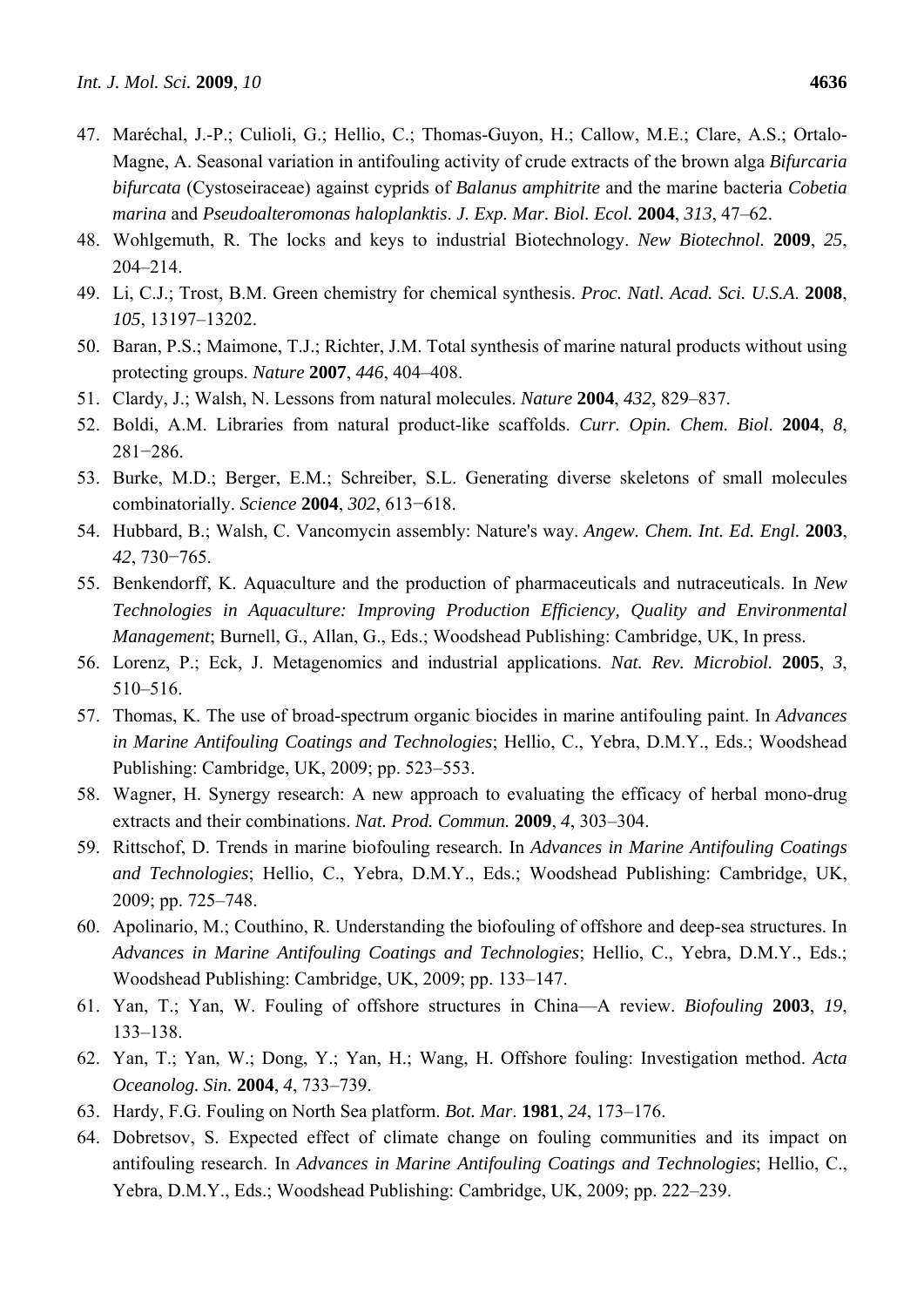47. Maréchal, J.-P.; Culioli, G.; Hellio, C.; Thomas-Guyon, H.; Callow, M.E.; Clare, A.S.; Ortalo-Magne, A. Seasonal variation in antifouling activity of crude extracts of the brown alga *Bifurcaria bifurcata* (Cystoseiraceae) against cyprids of *Balanus amphitrite* and the marine bacteria *Cobetia marina* and *Pseudoalteromonas haloplanktis*. *J. Exp. Mar. Biol. Ecol.* **2004**, *313*, 47–62.
48. Wohlgemuth, R. The locks and keys to industrial Biotechnology. *New Biotechnol.* **2009**, *25*, 204–214.
49. Li, C.J.; Trost, B.M. Green chemistry for chemical synthesis. *Proc. Natl. Acad. Sci. U.S.A.* **2008**, *105*, 13197–13202.
50. Baran, P.S.; Maimone, T.J.; Richter, J.M. Total synthesis of marine natural products without using protecting groups. *Nature* **2007**, *446*, 404–408.
51. Clardy, J.; Walsh, N. Lessons from natural molecules. *Nature* **2004**, *432*, 829–837.
52. Boldi, A.M. Libraries from natural product-like scaffolds. *Curr. Opin. Chem. Biol*. **2004**, *8*, 281−286.
53. Burke, M.D.; Berger, E.M.; Schreiber, S.L. Generating diverse skeletons of small molecules combinatorially. *Science* **2004**, *302*, 613−618.
54. Hubbard, B.; Walsh, C. Vancomycin assembly: Nature's way. *Angew. Chem. Int. Ed. Engl.* **2003**, *42*, 730−765.
55. Benkendorff, K. Aquaculture and the production of pharmaceuticals and nutraceuticals. In *New Technologies in Aquaculture: Improving Production Efficiency, Quality and Environmental Management*; Burnell, G., Allan, G., Eds.; Woodshead Publishing: Cambridge, UK, In press.
56. Lorenz, P.; Eck, J. Metagenomics and industrial applications. *Nat. Rev. Microbiol.* **2005**, *3*, 510–516.
57. Thomas, K. The use of broad-spectrum organic biocides in marine antifouling paint. In *Advances in Marine Antifouling Coatings and Technologies*; Hellio, C., Yebra, D.M.Y., Eds.; Woodshead Publishing: Cambridge, UK, 2009; pp. 523–553.
58. Wagner, H. Synergy research: A new approach to evaluating the efficacy of herbal mono-drug extracts and their combinations. *Nat. Prod. Commun.* **2009**, *4*, 303–304.
59. Rittschof, D. Trends in marine biofouling research. In *Advances in Marine Antifouling Coatings and Technologies*; Hellio, C., Yebra, D.M.Y., Eds.; Woodshead Publishing: Cambridge, UK, 2009; pp. 725–748.
60. Apolinario, M.; Couthino, R. Understanding the biofouling of offshore and deep-sea structures. In *Advances in Marine Antifouling Coatings and Technologies*; Hellio, C., Yebra, D.M.Y., Eds.; Woodshead Publishing: Cambridge, UK, 2009; pp. 133–147.
61. Yan, T.; Yan, W. Fouling of offshore structures in China—A review. *Biofouling* **2003**, *19*, 133–138.
62. Yan, T.; Yan, W.; Dong, Y.; Yan, H.; Wang, H. Offshore fouling: Investigation method. *Acta Oceanolog. Sin.* **2004**, *4*, 733–739.
63. Hardy, F.G. Fouling on North Sea platform. *Bot. Mar*. **1981**, *24*, 173–176.
64. Dobretsov, S. Expected effect of climate change on fouling communities and its impact on antifouling research. In *Advances in Marine Antifouling Coatings and Technologies*; Hellio, C., Yebra, D.M.Y., Eds.; Woodshead Publishing: Cambridge, UK, 2009; pp. 222–239.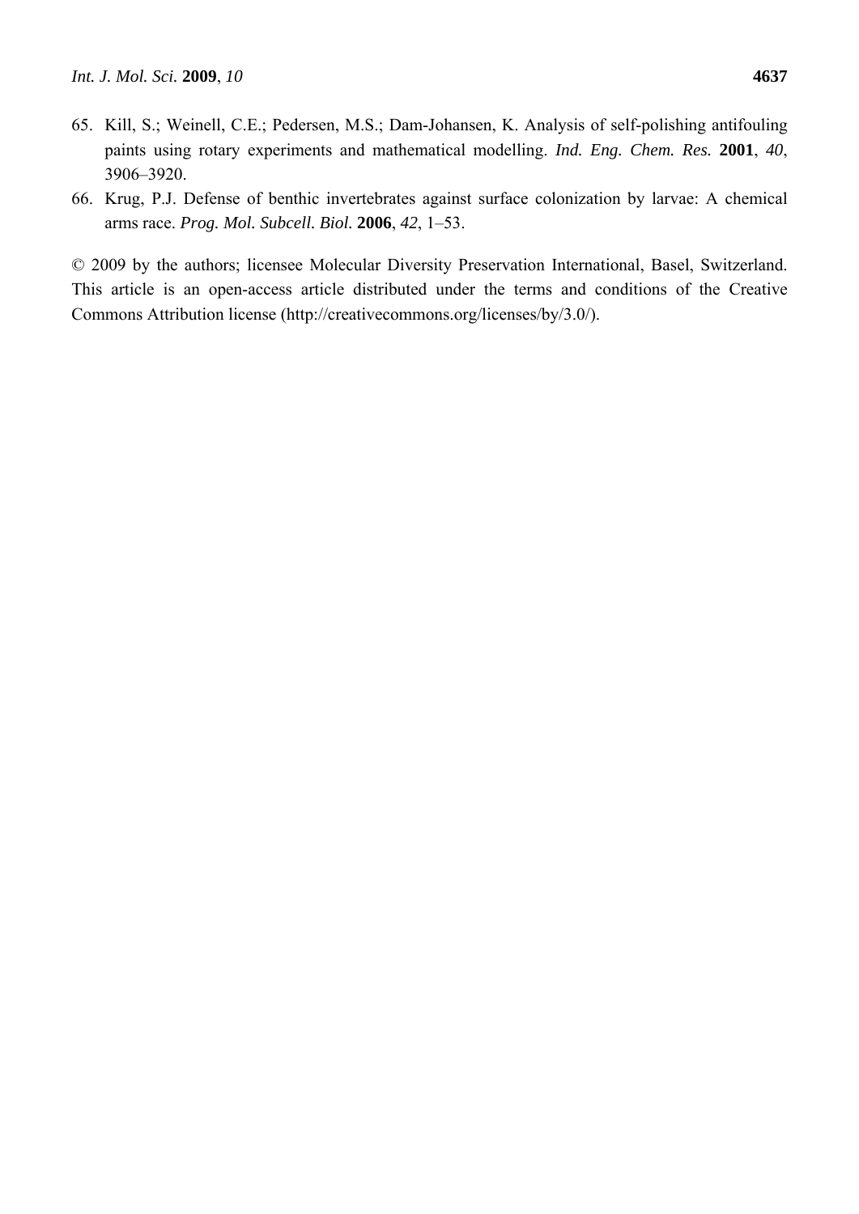65. Kill, S.; Weinell, C.E.; Pedersen, M.S.; Dam-Johansen, K. Analysis of self-polishing antifouling paints using rotary experiments and mathematical modelling. *Ind. Eng. Chem. Res.* **2001**, *40*, 3906–3920.
66. Krug, P.J. Defense of benthic invertebrates against surface colonization by larvae: A chemical arms race. *Prog. Mol. Subcell. Biol.* **2006**, *42*, 1–53.

© 2009 by the authors; licensee Molecular Diversity Preservation International, Basel, Switzerland. This article is an open-access article distributed under the terms and conditions of the Creative Commons Attribution license (http://creativecommons.org/licenses/by/3.0/).